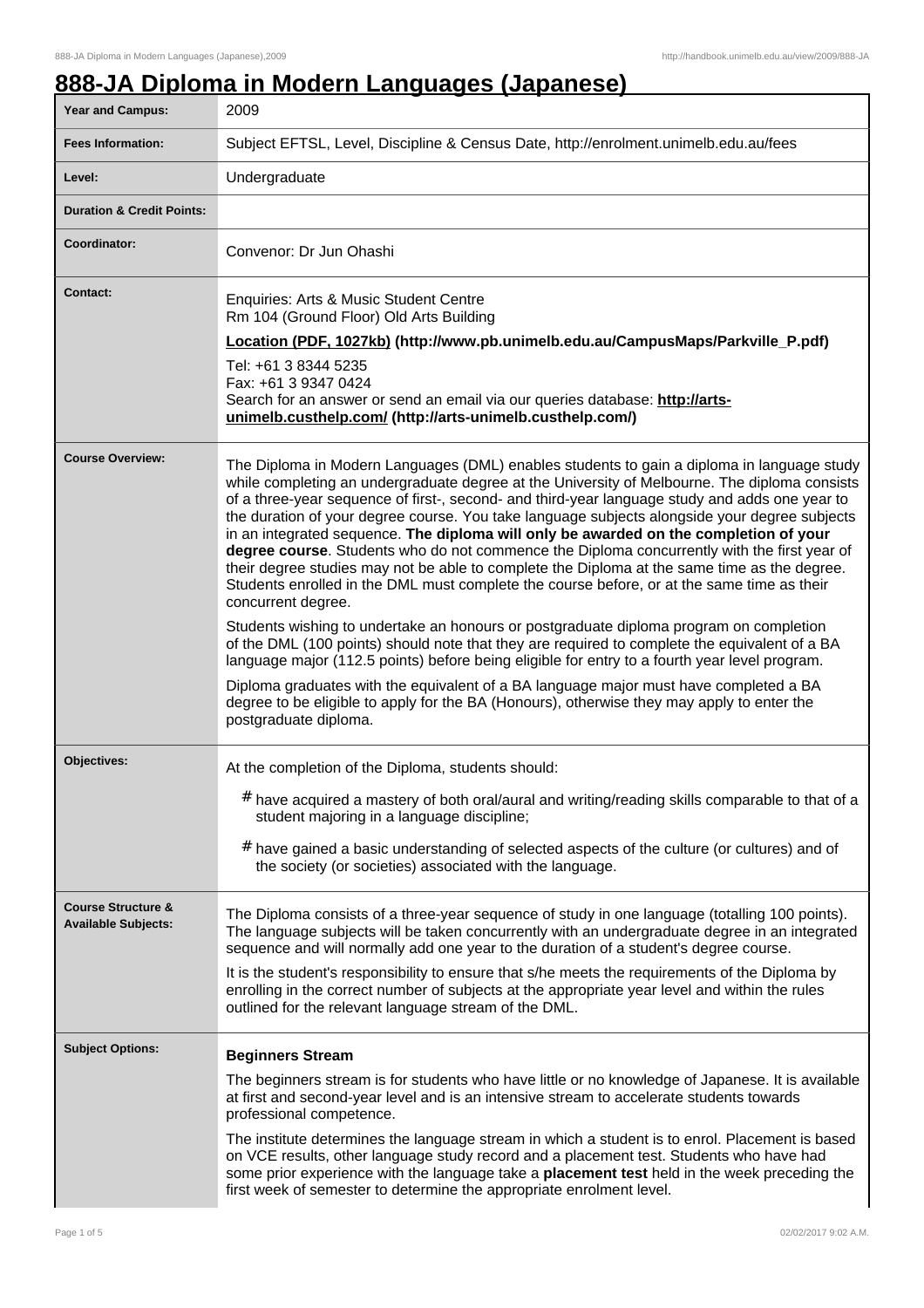# 888-JA Diploma in Modern Languages (Japanese)

| | |
|---|---|
| **Year and Campus:** | 2009 |
| **Fees Information:** | Subject EFTSL, Level, Discipline & Census Date, http://enrolment.unimelb.edu.au/fees |
| **Level:** | Undergraduate |
| **Duration & Credit Points:** | |
| **Coordinator:** | Convenor: Dr Jun Ohashi |
| **Contact:** | Enquiries: Arts & Music Student Centre<br>Rm 104 (Ground Floor) Old Arts Building<br>**Location (PDF, 1027kb) (http://www.pb.unimelb.edu.au/CampusMaps/Parkville_P.pdf)**<br>Tel: +61 3 8344 5235<br>Fax: +61 3 9347 0424<br>Search for an answer or send an email via our queries database: **http://arts-unimelb.custhelp.com/ (http://arts-unimelb.custhelp.com/)** |
| **Course Overview:** | The Diploma in Modern Languages (DML) enables students to gain a diploma in language study while completing an undergraduate degree at the University of Melbourne. The diploma consists of a three-year sequence of first-, second- and third-year language study and adds one year to the duration of your degree course. You take language subjects alongside your degree subjects in an integrated sequence. **The diploma will only be awarded on the completion of your degree course**. Students who do not commence the Diploma concurrently with the first year of their degree studies may not be able to complete the Diploma at the same time as the degree. Students enrolled in the DML must complete the course before, or at the same time as their concurrent degree.<br><br>Students wishing to undertake an honours or postgraduate diploma program on completion of the DML (100 points) should note that they are required to complete the equivalent of a BA language major (112.5 points) before being eligible for entry to a fourth year level program.<br><br>Diploma graduates with the equivalent of a BA language major must have completed a BA degree to be eligible to apply for the BA (Honours), otherwise they may apply to enter the postgraduate diploma. |
| **Objectives:** | At the completion of the Diploma, students should:<br><br># have acquired a mastery of both oral/aural and writing/reading skills comparable to that of a student majoring in a language discipline;<br><br># have gained a basic understanding of selected aspects of the culture (or cultures) and of the society (or societies) associated with the language. |
| **Course Structure & Available Subjects:** | The Diploma consists of a three-year sequence of study in one language (totalling 100 points). The language subjects will be taken concurrently with an undergraduate degree in an integrated sequence and will normally add one year to the duration of a student's degree course.<br><br>It is the student's responsibility to ensure that s/he meets the requirements of the Diploma by enrolling in the correct number of subjects at the appropriate year level and within the rules outlined for the relevant language stream of the DML. |
| **Subject Options:** | **Beginners Stream**<br><br>The beginners stream is for students who have little or no knowledge of Japanese. It is available at first and second-year level and is an intensive stream to accelerate students towards professional competence.<br><br>The institute determines the language stream in which a student is to enrol. Placement is based on VCE results, other language study record and a placement test. Students who have had some prior experience with the language take a **placement test** held in the week preceding the first week of semester to determine the appropriate enrolment level. |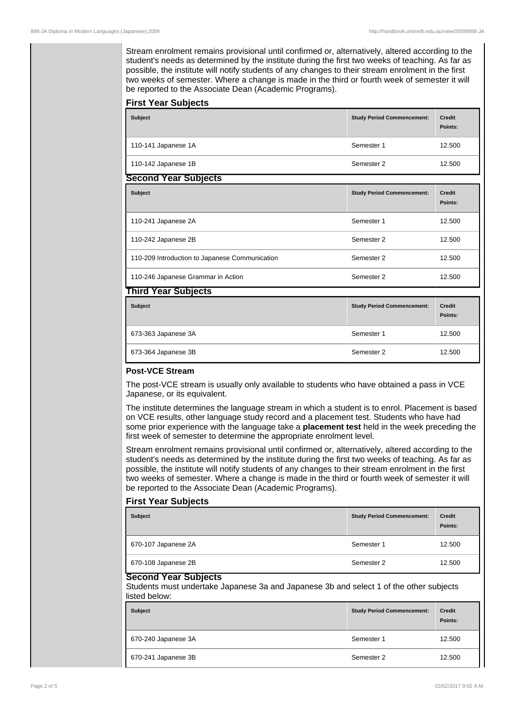Stream enrolment remains provisional until confirmed or, alternatively, altered according to the student's needs as determined by the institute during the first two weeks of teaching. As far as possible, the institute will notify students of any changes to their stream enrolment in the first two weeks of semester. Where a change is made in the third or fourth week of semester it will be reported to the Associate Dean (Academic Programs).

#### First Year Subjects

| Subject | Study Period Commencement: | Credit Points: |
|---|---|---|
| 110-141 Japanese 1A | Semester 1 | 12.500 |
| 110-142 Japanese 1B | Semester 2 | 12.500 |

#### Second Year Subjects

| Subject | Study Period Commencement: | Credit Points: |
|---|---|---|
| 110-241 Japanese 2A | Semester 1 | 12.500 |
| 110-242 Japanese 2B | Semester 2 | 12.500 |
| 110-209 Introduction to Japanese Communication | Semester 2 | 12.500 |
| 110-246 Japanese Grammar in Action | Semester 2 | 12.500 |

#### Third Year Subjects

| Subject | Study Period Commencement: | Credit Points: |
|---|---|---|
| 673-363 Japanese 3A | Semester 1 | 12.500 |
| 673-364 Japanese 3B | Semester 2 | 12.500 |

**Post-VCE Stream**

The post-VCE stream is usually only available to students who have obtained a pass in VCE Japanese, or its equivalent.

The institute determines the language stream in which a student is to enrol. Placement is based on VCE results, other language study record and a placement test. Students who have had some prior experience with the language take a **placement test** held in the week preceding the first week of semester to determine the appropriate enrolment level.

Stream enrolment remains provisional until confirmed or, alternatively, altered according to the student's needs as determined by the institute during the first two weeks of teaching. As far as possible, the institute will notify students of any changes to their stream enrolment in the first two weeks of semester. Where a change is made in the third or fourth week of semester it will be reported to the Associate Dean (Academic Programs).

#### First Year Subjects

| Subject | Study Period Commencement: | Credit Points: |
|---|---|---|
| 670-107 Japanese 2A | Semester 1 | 12.500 |
| 670-108 Japanese 2B | Semester 2 | 12.500 |

#### Second Year Subjects

Students must undertake Japanese 3a and Japanese 3b and select 1 of the other subjects listed below:

| Subject | Study Period Commencement: | Credit Points: |
|---|---|---|
| 670-240 Japanese 3A | Semester 1 | 12.500 |
| 670-241 Japanese 3B | Semester 2 | 12.500 |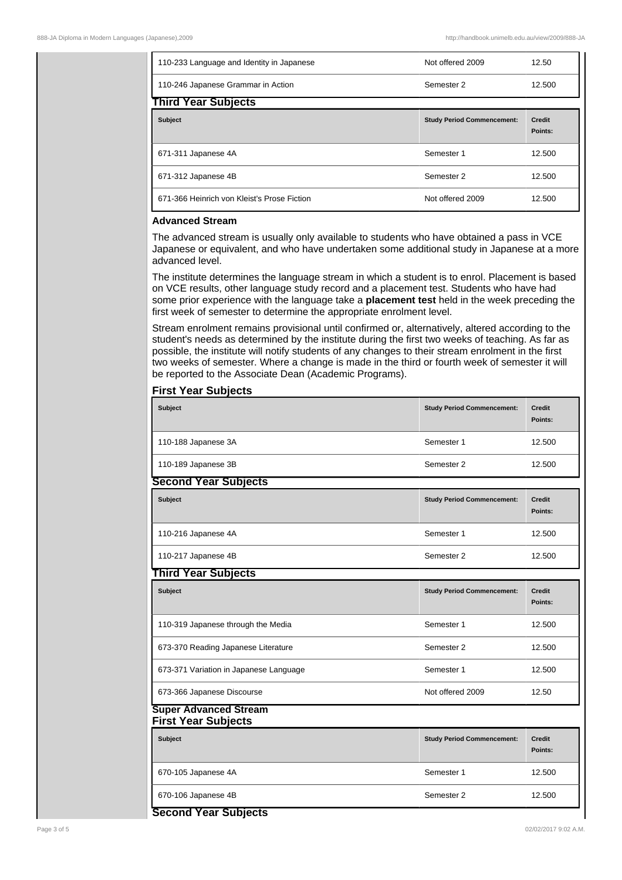| Subject | Study Period Commencement: | Credit Points: |
|---|---|---|
| 110-233 Language and Identity in Japanese | Not offered 2009 | 12.50 |
| 110-246 Japanese Grammar in Action | Semester 2 | 12.500 |

### Third Year Subjects

| Subject | Study Period Commencement: | Credit Points: |
|---|---|---|
| 671-311 Japanese 4A | Semester 1 | 12.500 |
| 671-312 Japanese 4B | Semester 2 | 12.500 |
| 671-366 Heinrich von Kleist's Prose Fiction | Not offered 2009 | 12.500 |

**Advanced Stream**

The advanced stream is usually only available to students who have obtained a pass in VCE Japanese or equivalent, and who have undertaken some additional study in Japanese at a more advanced level.

The institute determines the language stream in which a student is to enrol. Placement is based on VCE results, other language study record and a placement test. Students who have had some prior experience with the language take a **placement test** held in the week preceding the first week of semester to determine the appropriate enrolment level.

Stream enrolment remains provisional until confirmed or, alternatively, altered according to the student's needs as determined by the institute during the first two weeks of teaching. As far as possible, the institute will notify students of any changes to their stream enrolment in the first two weeks of semester. Where a change is made in the third or fourth week of semester it will be reported to the Associate Dean (Academic Programs).

### First Year Subjects

| Subject | Study Period Commencement: | Credit Points: |
|---|---|---|
| 110-188 Japanese 3A | Semester 1 | 12.500 |
| 110-189 Japanese 3B | Semester 2 | 12.500 |

### Second Year Subjects

| Subject | Study Period Commencement: | Credit Points: |
|---|---|---|
| 110-216 Japanese 4A | Semester 1 | 12.500 |
| 110-217 Japanese 4B | Semester 2 | 12.500 |

### Third Year Subjects

| Subject | Study Period Commencement: | Credit Points: |
|---|---|---|
| 110-319 Japanese through the Media | Semester 1 | 12.500 |
| 673-370 Reading Japanese Literature | Semester 2 | 12.500 |
| 673-371 Variation in Japanese Language | Semester 1 | 12.500 |
| 673-366 Japanese Discourse | Not offered 2009 | 12.50 |

### Super Advanced Stream

### First Year Subjects

| Subject | Study Period Commencement: | Credit Points: |
|---|---|---|
| 670-105 Japanese 4A | Semester 1 | 12.500 |
| 670-106 Japanese 4B | Semester 2 | 12.500 |

### Second Year Subjects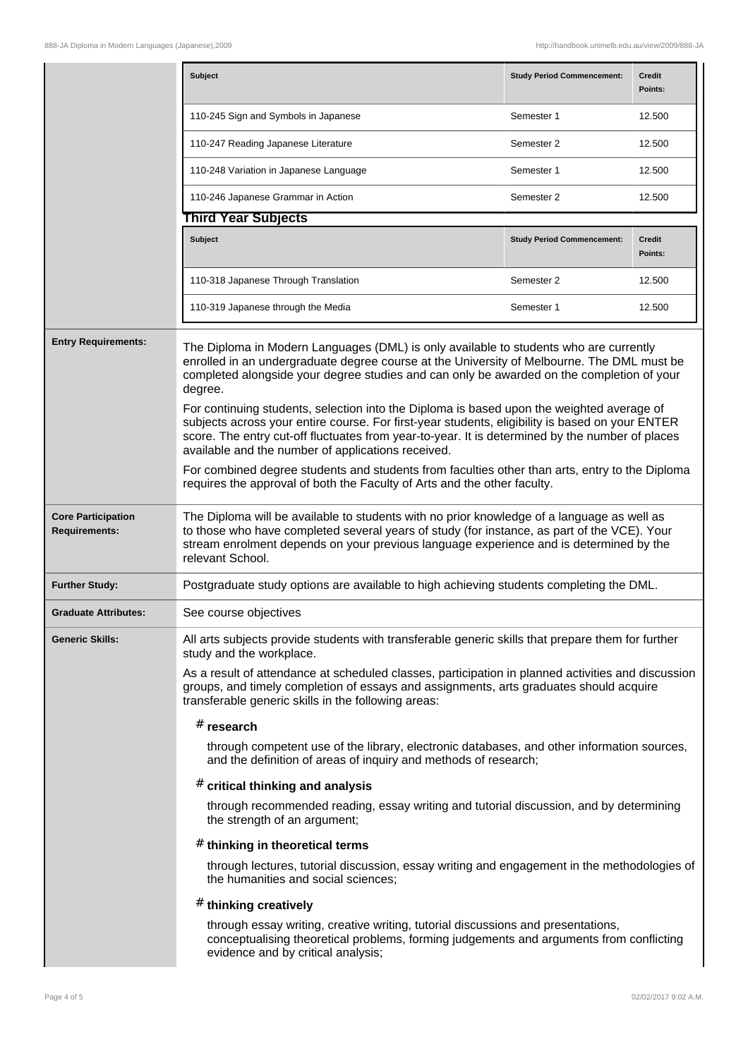| Subject | Study Period Commencement: | Credit Points: |
| --- | --- | --- |
| 110-245 Sign and Symbols in Japanese | Semester 1 | 12.500 |
| 110-247 Reading Japanese Literature | Semester 2 | 12.500 |
| 110-248 Variation in Japanese Language | Semester 1 | 12.500 |
| 110-246 Japanese Grammar in Action | Semester 2 | 12.500 |

**Third Year Subjects**

| Subject | Study Period Commencement: | Credit Points: |
| --- | --- | --- |
| 110-318 Japanese Through Translation | Semester 2 | 12.500 |
| 110-319 Japanese through the Media | Semester 1 | 12.500 |

**Entry Requirements:**

The Diploma in Modern Languages (DML) is only available to students who are currently enrolled in an undergraduate degree course at the University of Melbourne. The DML must be completed alongside your degree studies and can only be awarded on the completion of your degree.

For continuing students, selection into the Diploma is based upon the weighted average of subjects across your entire course. For first-year students, eligibility is based on your ENTER score. The entry cut-off fluctuates from year-to-year. It is determined by the number of places available and the number of applications received.

For combined degree students and students from faculties other than arts, entry to the Diploma requires the approval of both the Faculty of Arts and the other faculty.

**Core Participation Requirements:**

The Diploma will be available to students with no prior knowledge of a language as well as to those who have completed several years of study (for instance, as part of the VCE). Your stream enrolment depends on your previous language experience and is determined by the relevant School.

**Further Study:**

Postgraduate study options are available to high achieving students completing the DML.

**Graduate Attributes:**

See course objectives

**Generic Skills:**

All arts subjects provide students with transferable generic skills that prepare them for further study and the workplace.

As a result of attendance at scheduled classes, participation in planned activities and discussion groups, and timely completion of essays and assignments, arts graduates should acquire transferable generic skills in the following areas:

# **research**

through competent use of the library, electronic databases, and other information sources, and the definition of areas of inquiry and methods of research;

# **critical thinking and analysis**

through recommended reading, essay writing and tutorial discussion, and by determining the strength of an argument;

# **thinking in theoretical terms**

through lectures, tutorial discussion, essay writing and engagement in the methodologies of the humanities and social sciences;

# **thinking creatively**

through essay writing, creative writing, tutorial discussions and presentations, conceptualising theoretical problems, forming judgements and arguments from conflicting evidence and by critical analysis;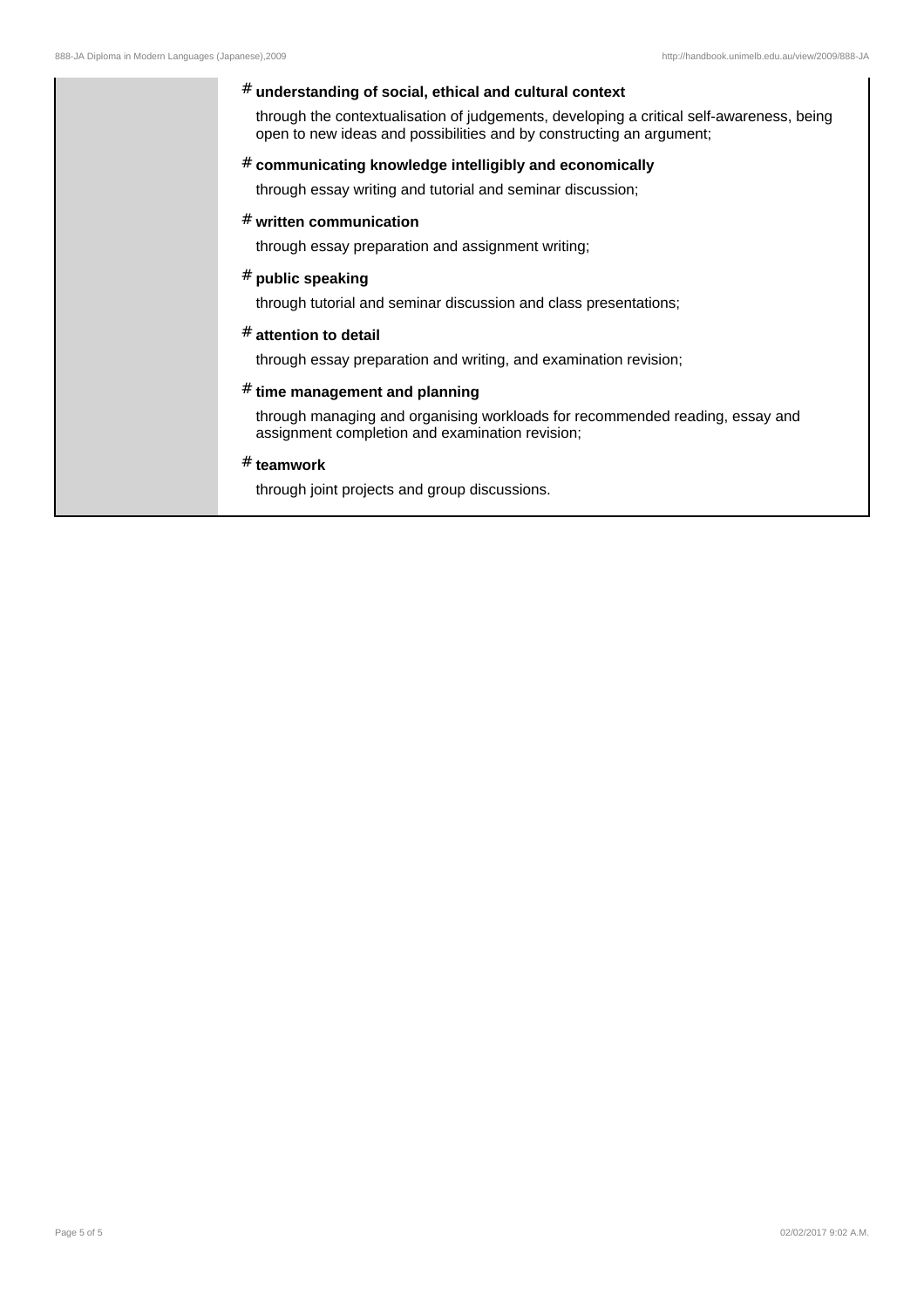# **understanding of social, ethical and cultural context**

through the contextualisation of judgements, developing a critical self-awareness, being open to new ideas and possibilities and by constructing an argument;

# **communicating knowledge intelligibly and economically**

through essay writing and tutorial and seminar discussion;

# **written communication**

through essay preparation and assignment writing;

# **public speaking**

through tutorial and seminar discussion and class presentations;

# **attention to detail**

through essay preparation and writing, and examination revision;

# **time management and planning**

through managing and organising workloads for recommended reading, essay and assignment completion and examination revision;

# **teamwork**

through joint projects and group discussions.